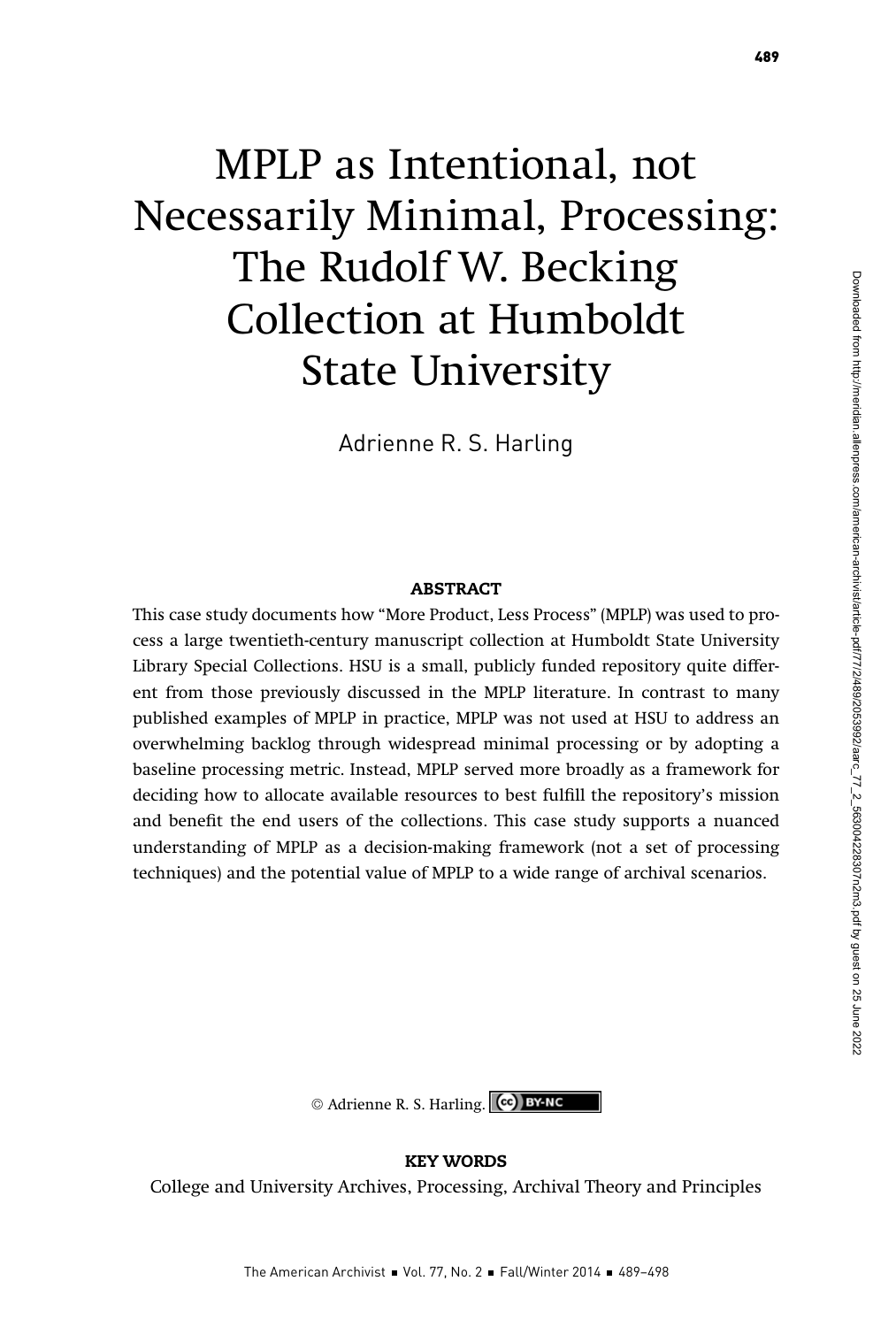# MPLP as Intentional, not Necessarily Minimal, Processing: The Rudolf W. Becking Collection at Humboldt State University

Adrienne R. S. Harling

### ABSTRACT

This case study documents how "More Product, Less Process" (MPLP) was used to process a large twentieth-century manuscript collection at Humboldt State University Library Special Collections. HSU is a small, publicly funded repository quite different from those previously discussed in the MPLP literature. In contrast to many published examples of MPLP in practice, MPLP was not used at HSU to address an overwhelming backlog through widespread minimal processing or by adopting a baseline processing metric. Instead, MPLP served more broadly as a framework for deciding how to allocate available resources to best fulfill the repository's mission and benefit the end users of the collections. This case study supports a nuanced understanding of MPLP as a decision-making framework (not a set of processing techniques) and the potential value of MPLP to a wide range of archival scenarios.

© Adrienne R. S. Harling. (cc) BY-NC

### KEY WORDS

College and University Archives, Processing, Archival Theory and Principles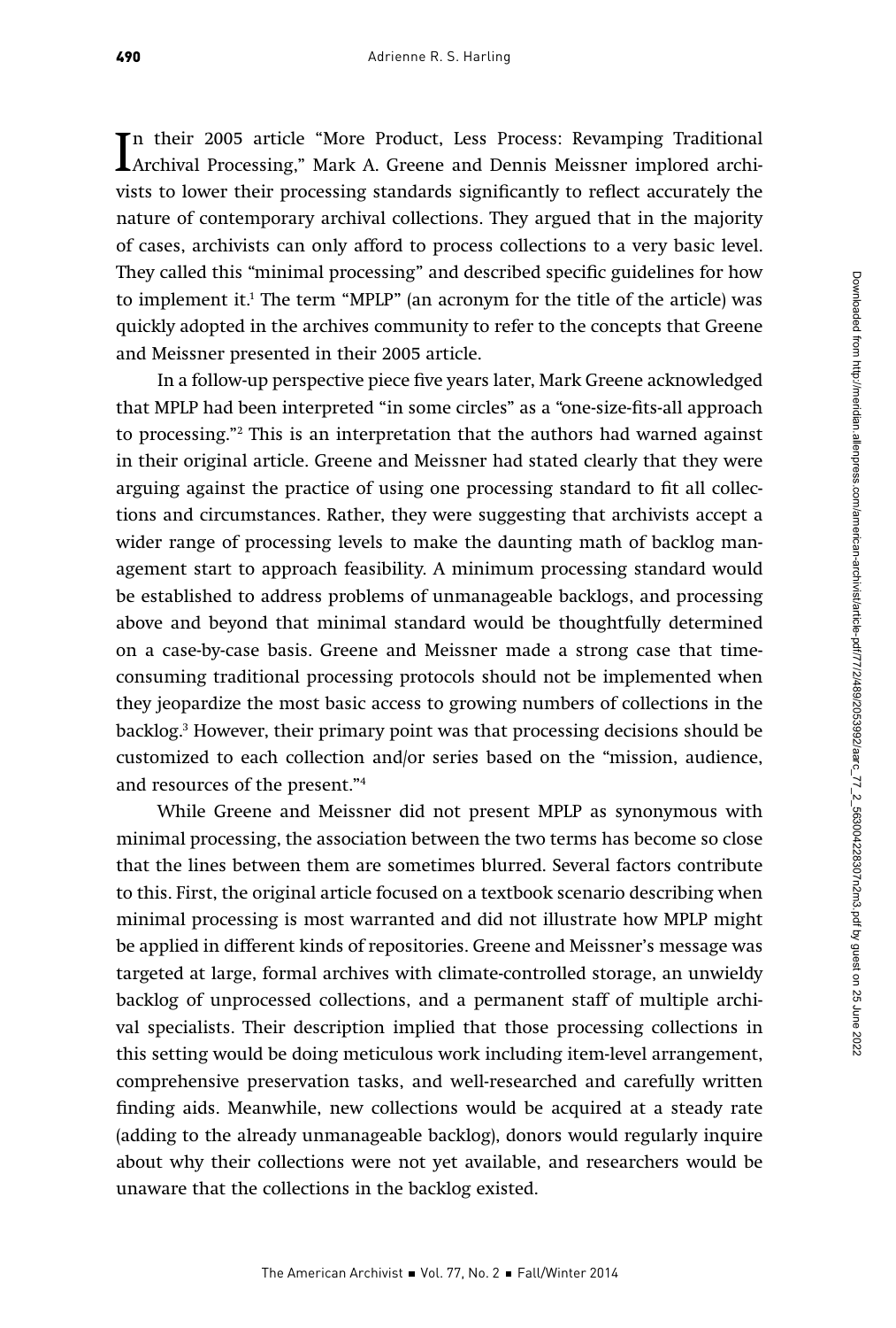In their 2005 article "More Product, Less Process: Revamping Traditional Archival Processing," Mark A. Greene and Dennis Meissner implored archivists to lower their processing standards significantly to reflect accurately the nature of contemporary archival collections. They argued that in the majority of cases, archivists can only afford to process collections to a very basic level. They called this "minimal processing" and described specific guidelines for how to implement it.[1] The term "MPLP" (an acronym for the title of the article) was quickly adopted in the archives community to refer to the concepts that Greene and Meissner presented in their 2005 article.

In a follow-up perspective piece five years later, Mark Greene acknowledged that MPLP had been interpreted "in some circles" as a "one-size-fits-all approach to processing."[2] This is an interpretation that the authors had warned against in their original article. Greene and Meissner had stated clearly that they were arguing against the practice of using one processing standard to fit all collections and circumstances. Rather, they were suggesting that archivists accept a wider range of processing levels to make the daunting math of backlog management start to approach feasibility. A minimum processing standard would be established to address problems of unmanageable backlogs, and processing above and beyond that minimal standard would be thoughtfully determined on a case-by-case basis. Greene and Meissner made a strong case that time-consuming traditional processing protocols should not be implemented when they jeopardize the most basic access to growing numbers of collections in the backlog.[3] However, their primary point was that processing decisions should be customized to each collection and/or series based on the "mission, audience, and resources of the present."[4]

While Greene and Meissner did not present MPLP as synonymous with minimal processing, the association between the two terms has become so close that the lines between them are sometimes blurred. Several factors contribute to this. First, the original article focused on a textbook scenario describing when minimal processing is most warranted and did not illustrate how MPLP might be applied in different kinds of repositories. Greene and Meissner's message was targeted at large, formal archives with climate-controlled storage, an unwieldy backlog of unprocessed collections, and a permanent staff of multiple archival specialists. Their description implied that those processing collections in this setting would be doing meticulous work including item-level arrangement, comprehensive preservation tasks, and well-researched and carefully written finding aids. Meanwhile, new collections would be acquired at a steady rate (adding to the already unmanageable backlog), donors would regularly inquire about why their collections were not yet available, and researchers would be unaware that the collections in the backlog existed.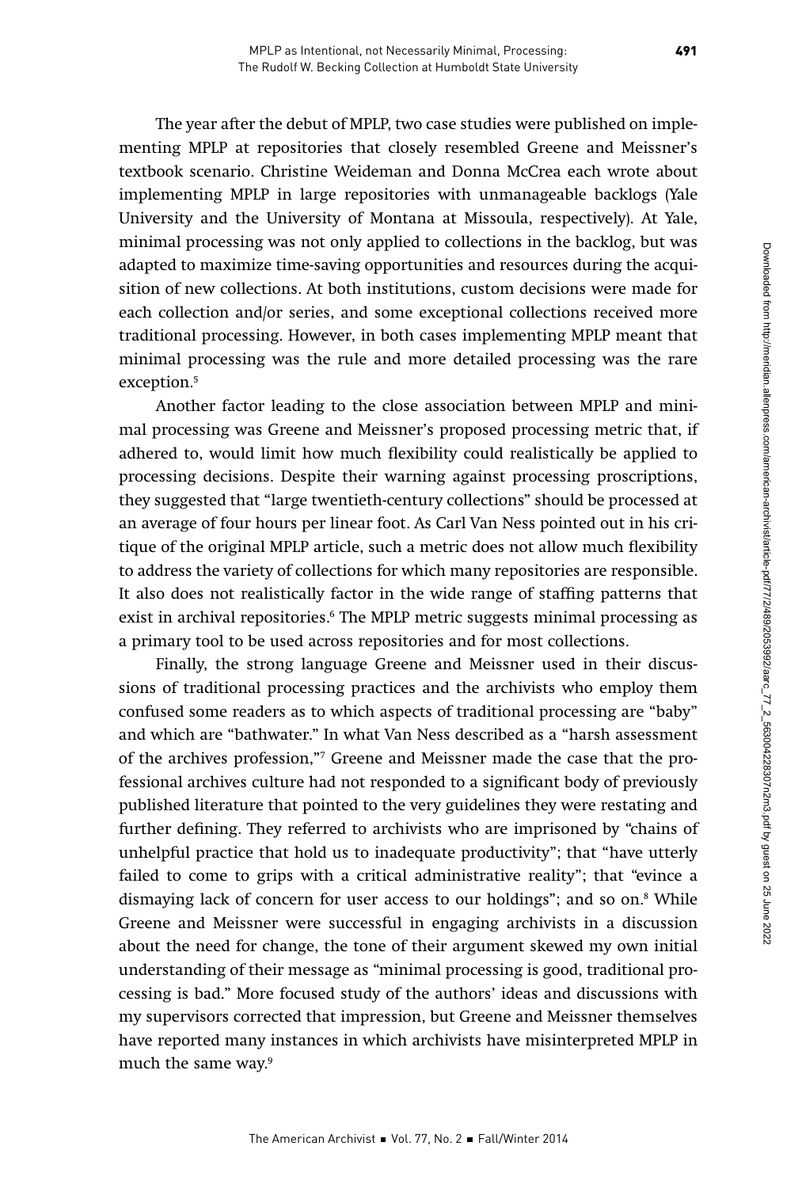The year after the debut of MPLP, two case studies were published on implementing MPLP at repositories that closely resembled Greene and Meissner's textbook scenario. Christine Weideman and Donna McCrea each wrote about implementing MPLP in large repositories with unmanageable backlogs (Yale University and the University of Montana at Missoula, respectively). At Yale, minimal processing was not only applied to collections in the backlog, but was adapted to maximize time-saving opportunities and resources during the acquisition of new collections. At both institutions, custom decisions were made for each collection and/or series, and some exceptional collections received more traditional processing. However, in both cases implementing MPLP meant that minimal processing was the rule and more detailed processing was the rare exception.[5]

Another factor leading to the close association between MPLP and minimal processing was Greene and Meissner's proposed processing metric that, if adhered to, would limit how much flexibility could realistically be applied to processing decisions. Despite their warning against processing proscriptions, they suggested that "large twentieth-century collections" should be processed at an average of four hours per linear foot. As Carl Van Ness pointed out in his critique of the original MPLP article, such a metric does not allow much flexibility to address the variety of collections for which many repositories are responsible. It also does not realistically factor in the wide range of staffing patterns that exist in archival repositories.[6] The MPLP metric suggests minimal processing as a primary tool to be used across repositories and for most collections.

Finally, the strong language Greene and Meissner used in their discussions of traditional processing practices and the archivists who employ them confused some readers as to which aspects of traditional processing are "baby" and which are "bathwater." In what Van Ness described as a "harsh assessment of the archives profession,"[7] Greene and Meissner made the case that the professional archives culture had not responded to a significant body of previously published literature that pointed to the very guidelines they were restating and further defining. They referred to archivists who are imprisoned by "chains of unhelpful practice that hold us to inadequate productivity"; that "have utterly failed to come to grips with a critical administrative reality"; that "evince a dismaying lack of concern for user access to our holdings"; and so on.[8] While Greene and Meissner were successful in engaging archivists in a discussion about the need for change, the tone of their argument skewed my own initial understanding of their message as "minimal processing is good, traditional processing is bad." More focused study of the authors' ideas and discussions with my supervisors corrected that impression, but Greene and Meissner themselves have reported many instances in which archivists have misinterpreted MPLP in much the same way.[9]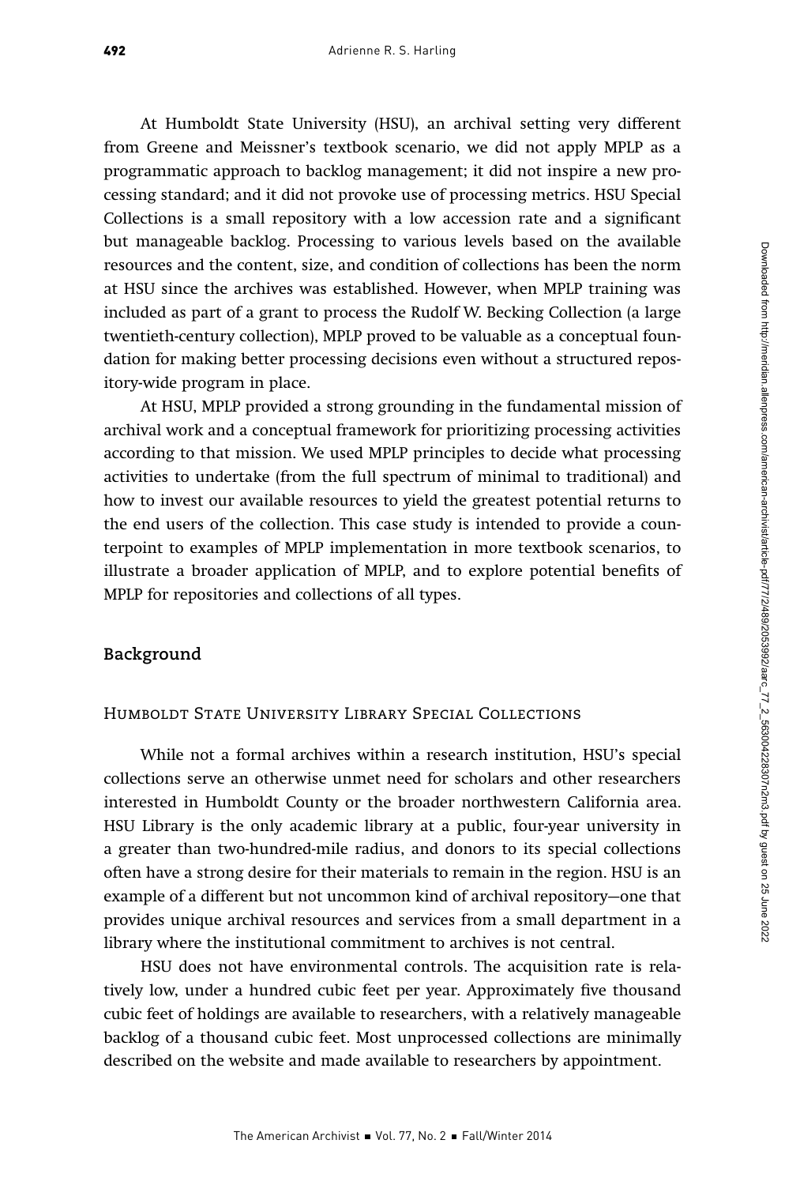At Humboldt State University (HSU), an archival setting very different from Greene and Meissner's textbook scenario, we did not apply MPLP as a programmatic approach to backlog management; it did not inspire a new processing standard; and it did not provoke use of processing metrics. HSU Special Collections is a small repository with a low accession rate and a significant but manageable backlog. Processing to various levels based on the available resources and the content, size, and condition of collections has been the norm at HSU since the archives was established. However, when MPLP training was included as part of a grant to process the Rudolf W. Becking Collection (a large twentieth-century collection), MPLP proved to be valuable as a conceptual foundation for making better processing decisions even without a structured repository-wide program in place.

At HSU, MPLP provided a strong grounding in the fundamental mission of archival work and a conceptual framework for prioritizing processing activities according to that mission. We used MPLP principles to decide what processing activities to undertake (from the full spectrum of minimal to traditional) and how to invest our available resources to yield the greatest potential returns to the end users of the collection. This case study is intended to provide a counterpoint to examples of MPLP implementation in more textbook scenarios, to illustrate a broader application of MPLP, and to explore potential benefits of MPLP for repositories and collections of all types.

## Background

### Humboldt State University Library Special Collections

While not a formal archives within a research institution, HSU's special collections serve an otherwise unmet need for scholars and other researchers interested in Humboldt County or the broader northwestern California area. HSU Library is the only academic library at a public, four-year university in a greater than two-hundred-mile radius, and donors to its special collections often have a strong desire for their materials to remain in the region. HSU is an example of a different but not uncommon kind of archival repository—one that provides unique archival resources and services from a small department in a library where the institutional commitment to archives is not central.

HSU does not have environmental controls. The acquisition rate is relatively low, under a hundred cubic feet per year. Approximately five thousand cubic feet of holdings are available to researchers, with a relatively manageable backlog of a thousand cubic feet. Most unprocessed collections are minimally described on the website and made available to researchers by appointment.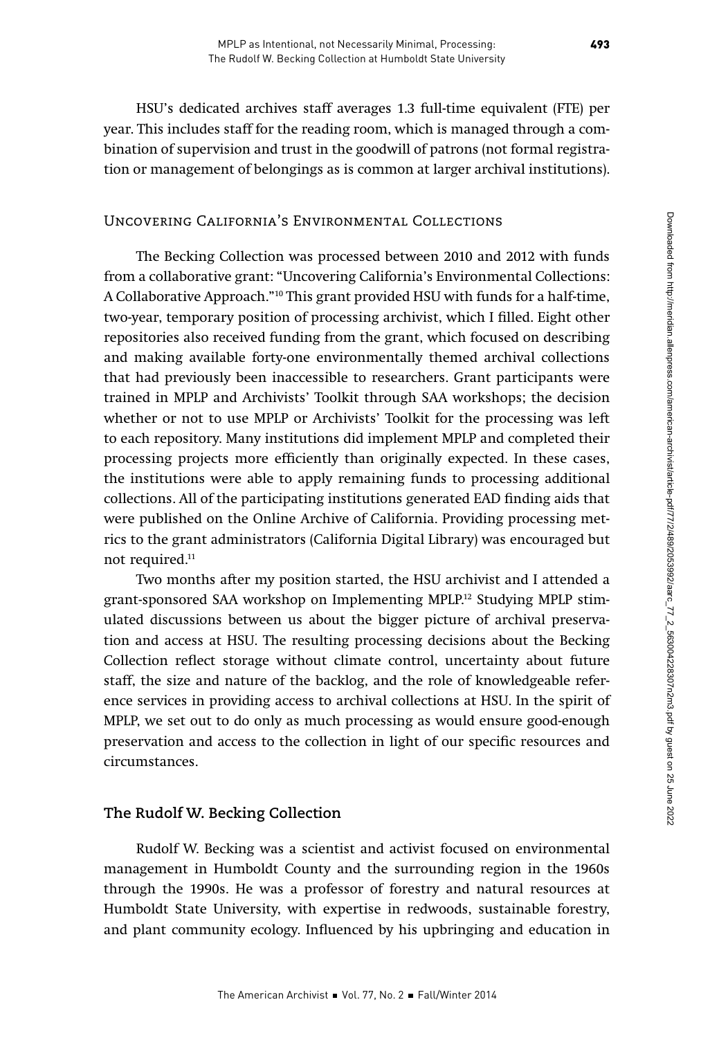HSU's dedicated archives staff averages 1.3 full-time equivalent (FTE) per year. This includes staff for the reading room, which is managed through a combination of supervision and trust in the goodwill of patrons (not formal registration or management of belongings as is common at larger archival institutions).

## Uncovering California's Environmental Collections

The Becking Collection was processed between 2010 and 2012 with funds from a collaborative grant: "Uncovering California's Environmental Collections: A Collaborative Approach."[10] This grant provided HSU with funds for a half-time, two-year, temporary position of processing archivist, which I filled. Eight other repositories also received funding from the grant, which focused on describing and making available forty-one environmentally themed archival collections that had previously been inaccessible to researchers. Grant participants were trained in MPLP and Archivists' Toolkit through SAA workshops; the decision whether or not to use MPLP or Archivists' Toolkit for the processing was left to each repository. Many institutions did implement MPLP and completed their processing projects more efficiently than originally expected. In these cases, the institutions were able to apply remaining funds to processing additional collections. All of the participating institutions generated EAD finding aids that were published on the Online Archive of California. Providing processing metrics to the grant administrators (California Digital Library) was encouraged but not required.[11]

Two months after my position started, the HSU archivist and I attended a grant-sponsored SAA workshop on Implementing MPLP.[12] Studying MPLP stimulated discussions between us about the bigger picture of archival preservation and access at HSU. The resulting processing decisions about the Becking Collection reflect storage without climate control, uncertainty about future staff, the size and nature of the backlog, and the role of knowledgeable reference services in providing access to archival collections at HSU. In the spirit of MPLP, we set out to do only as much processing as would ensure good-enough preservation and access to the collection in light of our specific resources and circumstances.

### The Rudolf W. Becking Collection

Rudolf W. Becking was a scientist and activist focused on environmental management in Humboldt County and the surrounding region in the 1960s through the 1990s. He was a professor of forestry and natural resources at Humboldt State University, with expertise in redwoods, sustainable forestry, and plant community ecology. Influenced by his upbringing and education in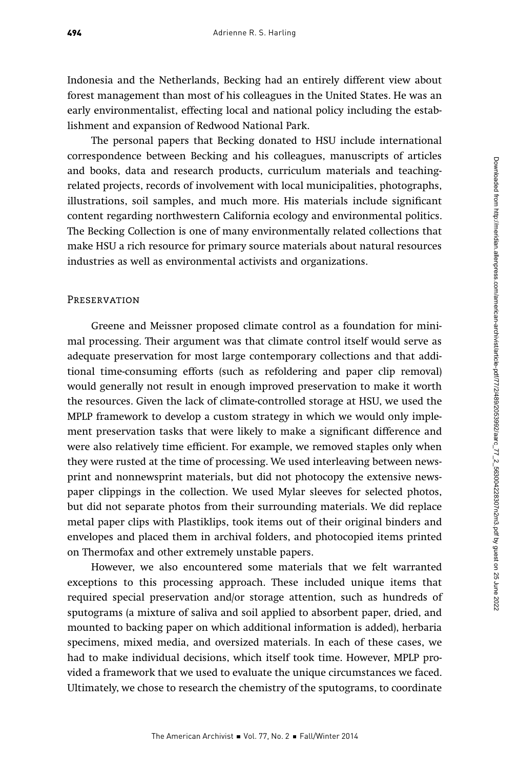Indonesia and the Netherlands, Becking had an entirely different view about forest management than most of his colleagues in the United States. He was an early environmentalist, effecting local and national policy including the establishment and expansion of Redwood National Park.

The personal papers that Becking donated to HSU include international correspondence between Becking and his colleagues, manuscripts of articles and books, data and research products, curriculum materials and teaching-related projects, records of involvement with local municipalities, photographs, illustrations, soil samples, and much more. His materials include significant content regarding northwestern California ecology and environmental politics. The Becking Collection is one of many environmentally related collections that make HSU a rich resource for primary source materials about natural resources industries as well as environmental activists and organizations.

## Preservation

Greene and Meissner proposed climate control as a foundation for minimal processing. Their argument was that climate control itself would serve as adequate preservation for most large contemporary collections and that additional time-consuming efforts (such as refoldering and paper clip removal) would generally not result in enough improved preservation to make it worth the resources. Given the lack of climate-controlled storage at HSU, we used the MPLP framework to develop a custom strategy in which we would only implement preservation tasks that were likely to make a significant difference and were also relatively time efficient. For example, we removed staples only when they were rusted at the time of processing. We used interleaving between newsprint and nonnewsprint materials, but did not photocopy the extensive newspaper clippings in the collection. We used Mylar sleeves for selected photos, but did not separate photos from their surrounding materials. We did replace metal paper clips with Plastiklips, took items out of their original binders and envelopes and placed them in archival folders, and photocopied items printed on Thermofax and other extremely unstable papers.

However, we also encountered some materials that we felt warranted exceptions to this processing approach. These included unique items that required special preservation and/or storage attention, such as hundreds of sputograms (a mixture of saliva and soil applied to absorbent paper, dried, and mounted to backing paper on which additional information is added), herbaria specimens, mixed media, and oversized materials. In each of these cases, we had to make individual decisions, which itself took time. However, MPLP provided a framework that we used to evaluate the unique circumstances we faced. Ultimately, we chose to research the chemistry of the sputograms, to coordinate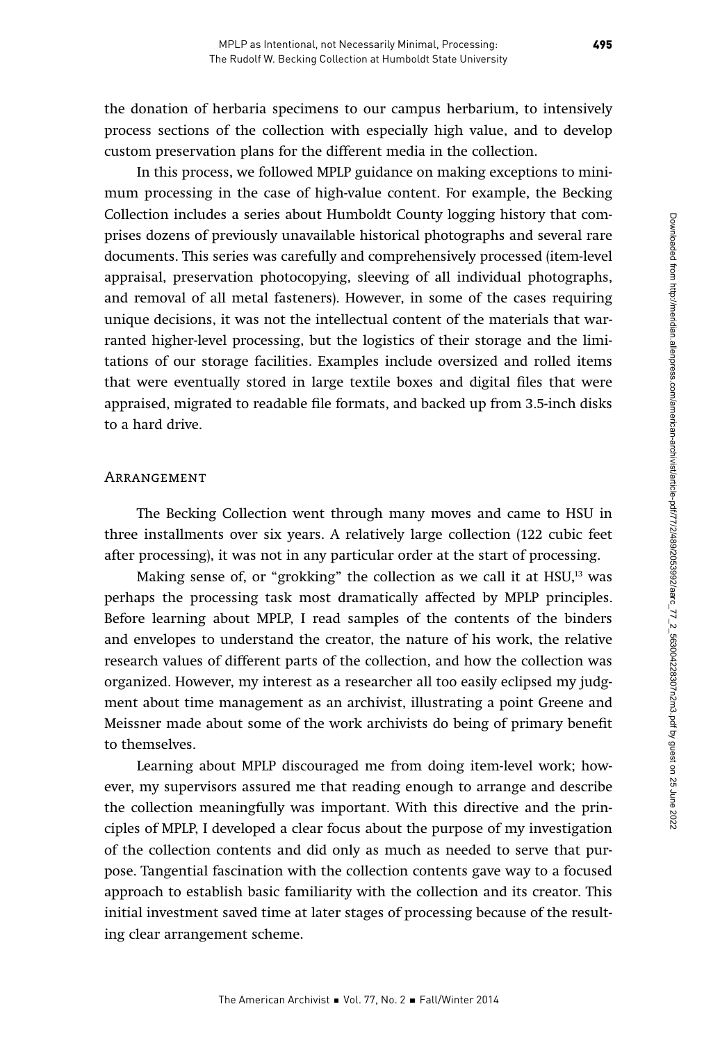the donation of herbaria specimens to our campus herbarium, to intensively process sections of the collection with especially high value, and to develop custom preservation plans for the different media in the collection.

In this process, we followed MPLP guidance on making exceptions to minimum processing in the case of high-value content. For example, the Becking Collection includes a series about Humboldt County logging history that comprises dozens of previously unavailable historical photographs and several rare documents. This series was carefully and comprehensively processed (item-level appraisal, preservation photocopying, sleeving of all individual photographs, and removal of all metal fasteners). However, in some of the cases requiring unique decisions, it was not the intellectual content of the materials that warranted higher-level processing, but the logistics of their storage and the limitations of our storage facilities. Examples include oversized and rolled items that were eventually stored in large textile boxes and digital files that were appraised, migrated to readable file formats, and backed up from 3.5-inch disks to a hard drive.

## Arrangement

The Becking Collection went through many moves and came to HSU in three installments over six years. A relatively large collection (122 cubic feet after processing), it was not in any particular order at the start of processing.

Making sense of, or "grokking" the collection as we call it at HSU,[13] was perhaps the processing task most dramatically affected by MPLP principles. Before learning about MPLP, I read samples of the contents of the binders and envelopes to understand the creator, the nature of his work, the relative research values of different parts of the collection, and how the collection was organized. However, my interest as a researcher all too easily eclipsed my judgment about time management as an archivist, illustrating a point Greene and Meissner made about some of the work archivists do being of primary benefit to themselves.

Learning about MPLP discouraged me from doing item-level work; however, my supervisors assured me that reading enough to arrange and describe the collection meaningfully was important. With this directive and the principles of MPLP, I developed a clear focus about the purpose of my investigation of the collection contents and did only as much as needed to serve that purpose. Tangential fascination with the collection contents gave way to a focused approach to establish basic familiarity with the collection and its creator. This initial investment saved time at later stages of processing because of the resulting clear arrangement scheme.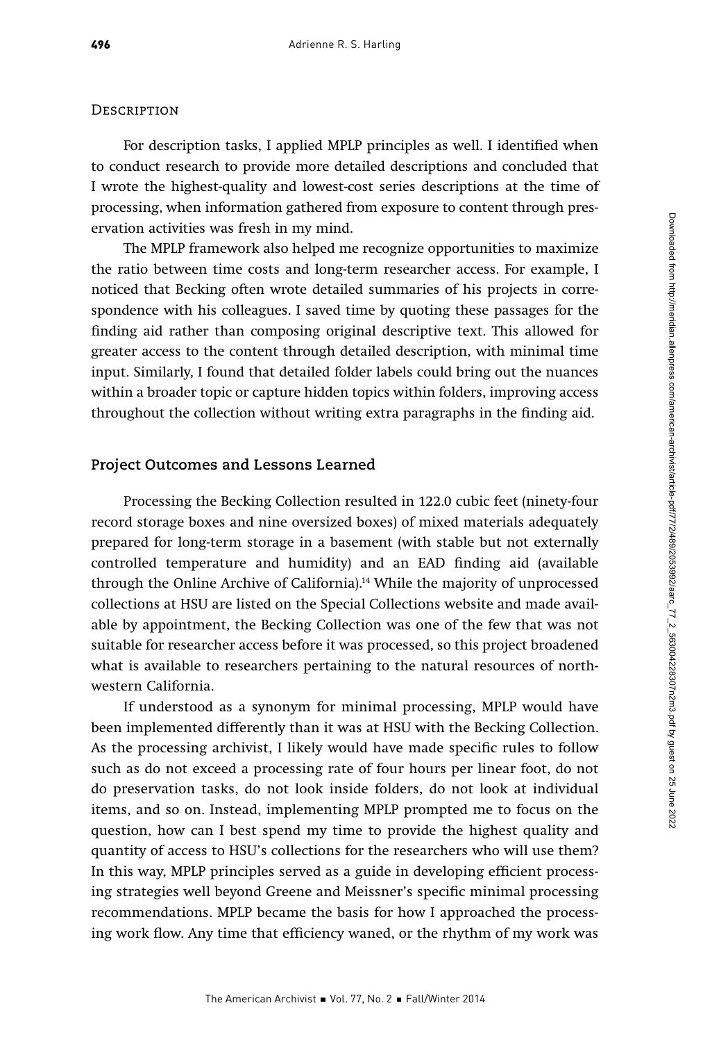### Description

For description tasks, I applied MPLP principles as well. I identified when to conduct research to provide more detailed descriptions and concluded that I wrote the highest-quality and lowest-cost series descriptions at the time of processing, when information gathered from exposure to content through preservation activities was fresh in my mind.

The MPLP framework also helped me recognize opportunities to maximize the ratio between time costs and long-term researcher access. For example, I noticed that Becking often wrote detailed summaries of his projects in correspondence with his colleagues. I saved time by quoting these passages for the finding aid rather than composing original descriptive text. This allowed for greater access to the content through detailed description, with minimal time input. Similarly, I found that detailed folder labels could bring out the nuances within a broader topic or capture hidden topics within folders, improving access throughout the collection without writing extra paragraphs in the finding aid.

## Project Outcomes and Lessons Learned

Processing the Becking Collection resulted in 122.0 cubic feet (ninety-four record storage boxes and nine oversized boxes) of mixed materials adequately prepared for long-term storage in a basement (with stable but not externally controlled temperature and humidity) and an EAD finding aid (available through the Online Archive of California).[14] While the majority of unprocessed collections at HSU are listed on the Special Collections website and made available by appointment, the Becking Collection was one of the few that was not suitable for researcher access before it was processed, so this project broadened what is available to researchers pertaining to the natural resources of northwestern California.

If understood as a synonym for minimal processing, MPLP would have been implemented differently than it was at HSU with the Becking Collection. As the processing archivist, I likely would have made specific rules to follow such as do not exceed a processing rate of four hours per linear foot, do not do preservation tasks, do not look inside folders, do not look at individual items, and so on. Instead, implementing MPLP prompted me to focus on the question, how can I best spend my time to provide the highest quality and quantity of access to HSU's collections for the researchers who will use them? In this way, MPLP principles served as a guide in developing efficient processing strategies well beyond Greene and Meissner's specific minimal processing recommendations. MPLP became the basis for how I approached the processing work flow. Any time that efficiency waned, or the rhythm of my work was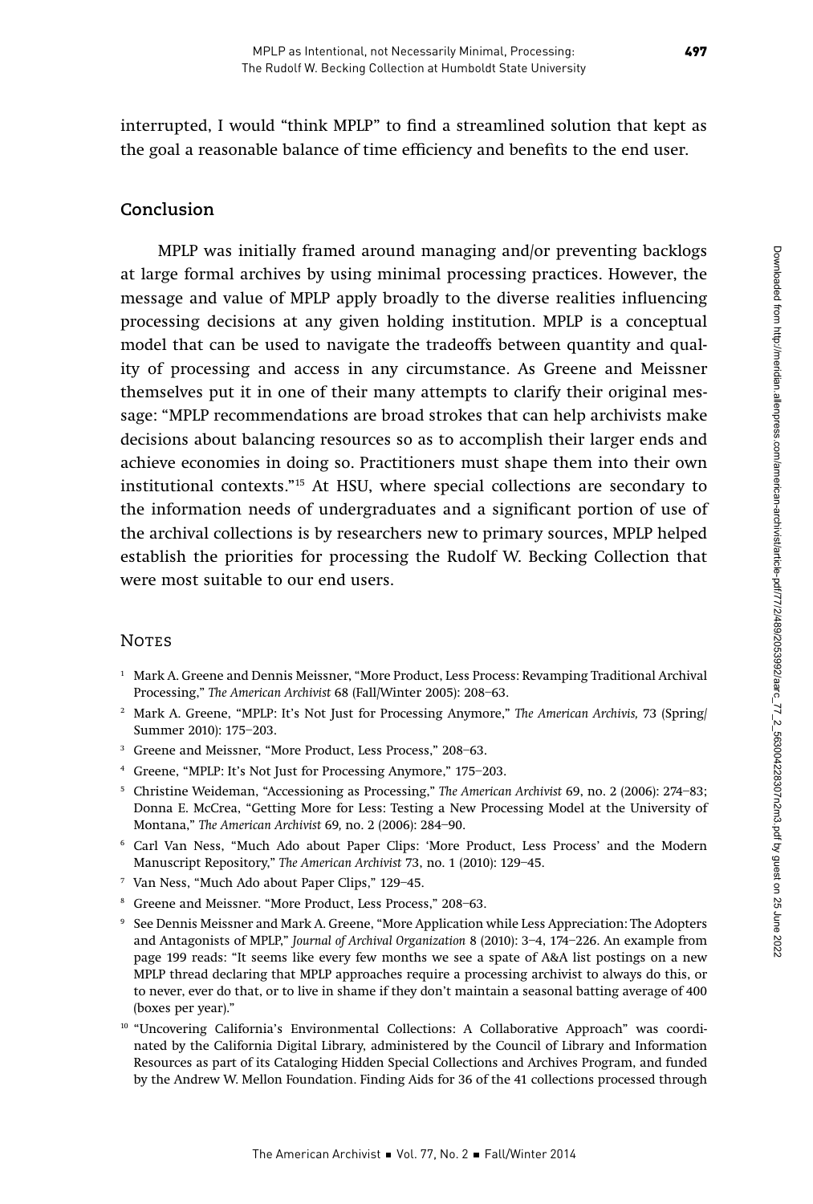interrupted, I would "think MPLP" to find a streamlined solution that kept as the goal a reasonable balance of time efficiency and benefits to the end user.

## Conclusion

MPLP was initially framed around managing and/or preventing backlogs at large formal archives by using minimal processing practices. However, the message and value of MPLP apply broadly to the diverse realities influencing processing decisions at any given holding institution. MPLP is a conceptual model that can be used to navigate the tradeoffs between quantity and quality of processing and access in any circumstance. As Greene and Meissner themselves put it in one of their many attempts to clarify their original message: "MPLP recommendations are broad strokes that can help archivists make decisions about balancing resources so as to accomplish their larger ends and achieve economies in doing so. Practitioners must shape them into their own institutional contexts."[15] At HSU, where special collections are secondary to the information needs of undergraduates and a significant portion of use of the archival collections is by researchers new to primary sources, MPLP helped establish the priorities for processing the Rudolf W. Becking Collection that were most suitable to our end users.

## Notes

1. Mark A. Greene and Dennis Meissner, "More Product, Less Process: Revamping Traditional Archival Processing," *The American Archivist* 68 (Fall/Winter 2005): 208–63.
2. Mark A. Greene, "MPLP: It's Not Just for Processing Anymore," *The American Archivis,* 73 (Spring/Summer 2010): 175–203.
3. Greene and Meissner, "More Product, Less Process," 208–63.
4. Greene, "MPLP: It's Not Just for Processing Anymore," 175–203.
5. Christine Weideman, "Accessioning as Processing," *The American Archivist* 69, no. 2 (2006): 274–83; Donna E. McCrea, "Getting More for Less: Testing a New Processing Model at the University of Montana," *The American Archivist* 69, no. 2 (2006): 284–90.
6. Carl Van Ness, "Much Ado about Paper Clips: 'More Product, Less Process' and the Modern Manuscript Repository," *The American Archivist* 73, no. 1 (2010): 129–45.
7. Van Ness, "Much Ado about Paper Clips," 129–45.
8. Greene and Meissner. "More Product, Less Process," 208–63.
9. See Dennis Meissner and Mark A. Greene, "More Application while Less Appreciation: The Adopters and Antagonists of MPLP," *Journal of Archival Organization* 8 (2010): 3–4, 174–226. An example from page 199 reads: "It seems like every few months we see a spate of A&A list postings on a new MPLP thread declaring that MPLP approaches require a processing archivist to always do this, or to never, ever do that, or to live in shame if they don't maintain a seasonal batting average of 400 (boxes per year)."
10. "Uncovering California's Environmental Collections: A Collaborative Approach" was coordinated by the California Digital Library, administered by the Council of Library and Information Resources as part of its Cataloging Hidden Special Collections and Archives Program, and funded by the Andrew W. Mellon Foundation. Finding Aids for 36 of the 41 collections processed through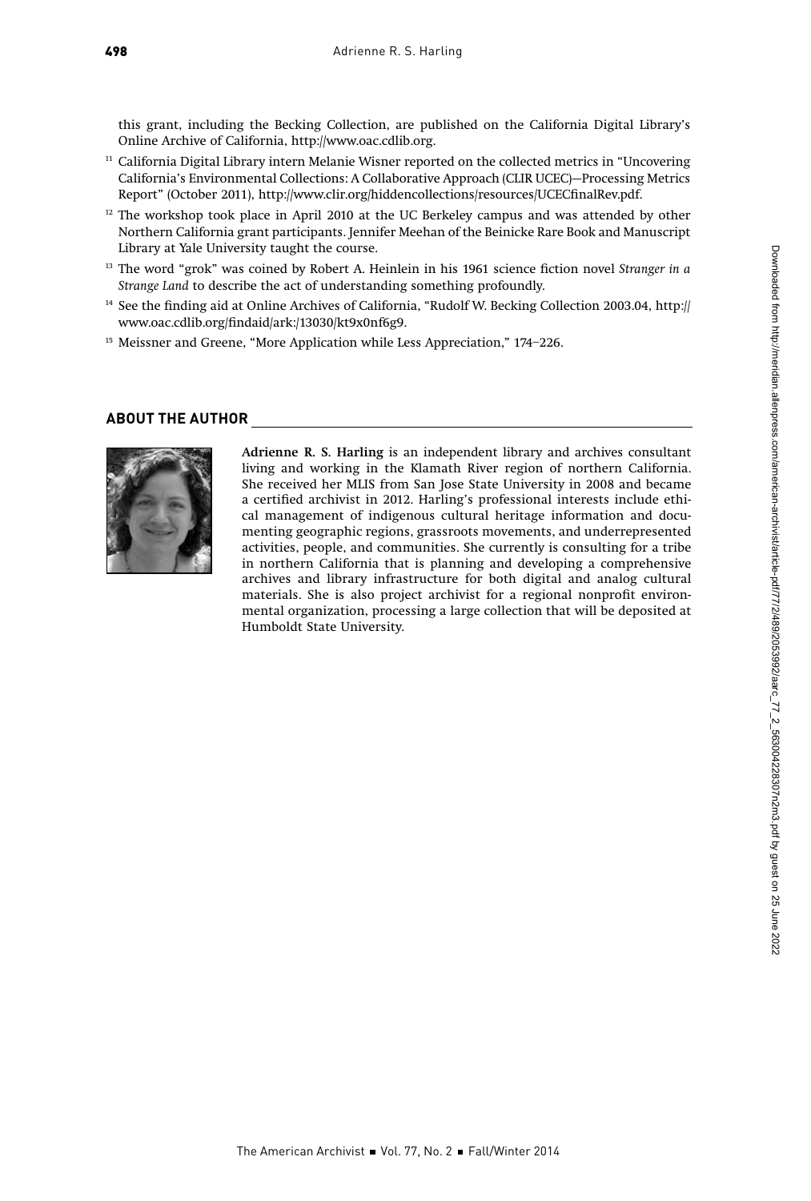this grant, including the Becking Collection, are published on the California Digital Library's Online Archive of California, http://www.oac.cdlib.org.

[11] California Digital Library intern Melanie Wisner reported on the collected metrics in "Uncovering California's Environmental Collections: A Collaborative Approach (CLIR UCEC)—Processing Metrics Report" (October 2011), http://www.clir.org/hiddencollections/resources/UCECfinalRev.pdf.

[12] The workshop took place in April 2010 at the UC Berkeley campus and was attended by other Northern California grant participants. Jennifer Meehan of the Beinicke Rare Book and Manuscript Library at Yale University taught the course.

[13] The word "grok" was coined by Robert A. Heinlein in his 1961 science fiction novel *Stranger in a Strange Land* to describe the act of understanding something profoundly.

[14] See the finding aid at Online Archives of California, "Rudolf W. Becking Collection 2003.04, http://www.oac.cdlib.org/findaid/ark:/13030/kt9x0nf6g9.

[15] Meissner and Greene, "More Application while Less Appreciation," 174–226.

## ABOUT THE AUTHOR

**Adrienne R. S. Harling** is an independent library and archives consultant living and working in the Klamath River region of northern California. She received her MLIS from San Jose State University in 2008 and became a certified archivist in 2012. Harling's professional interests include ethical management of indigenous cultural heritage information and documenting geographic regions, grassroots movements, and underrepresented activities, people, and communities. She currently is consulting for a tribe in northern California that is planning and developing a comprehensive archives and library infrastructure for both digital and analog cultural materials. She is also project archivist for a regional nonprofit environmental organization, processing a large collection that will be deposited at Humboldt State University.